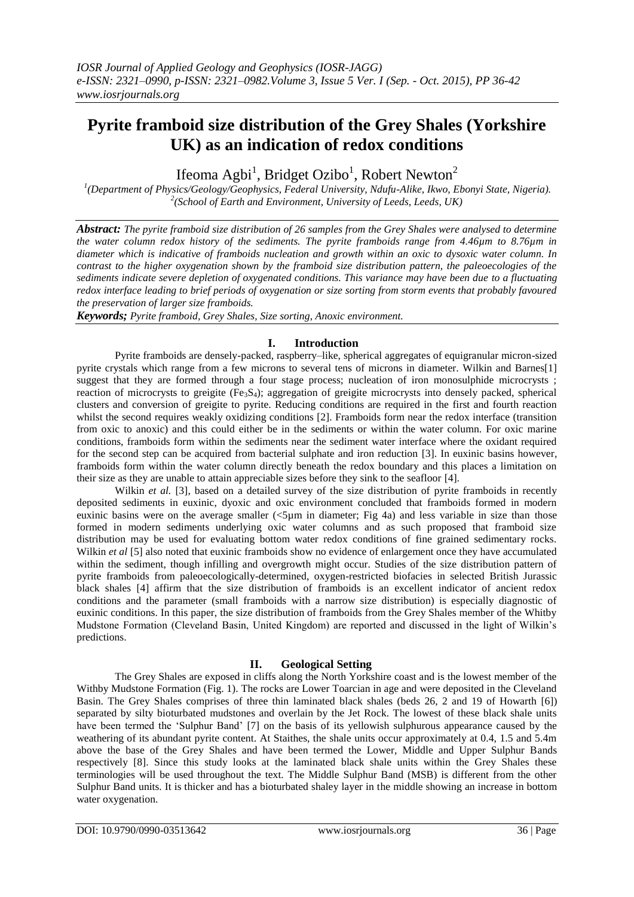# Pyrite framboid size distribution of the Grey Shales (Yorkshire UK) as an indication of redox conditions

Ifeoma Agbi[1], Bridget Ozibo[1], Robert Newton[2]

[1](Department of Physics/Geology/Geophysics, Federal University, Ndufu-Alike, Ikwo, Ebonyi State, Nigeria).
[2](School of Earth and Environment, University of Leeds, Leeds, UK)

***Abstract:*** *The pyrite framboid size distribution of 26 samples from the Grey Shales were analysed to determine the water column redox history of the sediments. The pyrite framboids range from 4.46µm to 8.76µm in diameter which is indicative of framboids nucleation and growth within an oxic to dysoxic water column. In contrast to the higher oxygenation shown by the framboid size distribution pattern, the paleoecologies of the sediments indicate severe depletion of oxygenated conditions. This variance may have been due to a fluctuating redox interface leading to brief periods of oxygenation or size sorting from storm events that probably favoured the preservation of larger size framboids.*

***Keywords;*** *Pyrite framboid, Grey Shales, Size sorting, Anoxic environment.*

## I. Introduction

Pyrite framboids are densely-packed, raspberry–like, spherical aggregates of equigranular micron-sized pyrite crystals which range from a few microns to several tens of microns in diameter. Wilkin and Barnes[1] suggest that they are formed through a four stage process; nucleation of iron monosulphide microcrysts ; reaction of microcrysts to greigite ($Fe_3S_4$); aggregation of greigite microcrysts into densely packed, spherical clusters and conversion of greigite to pyrite. Reducing conditions are required in the first and fourth reaction whilst the second requires weakly oxidizing conditions [2]. Framboids form near the redox interface (transition from oxic to anoxic) and this could either be in the sediments or within the water column. For oxic marine conditions, framboids form within the sediments near the sediment water interface where the oxidant required for the second step can be acquired from bacterial sulphate and iron reduction [3]. In euxinic basins however, framboids form within the water column directly beneath the redox boundary and this places a limitation on their size as they are unable to attain appreciable sizes before they sink to the seafloor [4].

Wilkin *et al.* [3], based on a detailed survey of the size distribution of pyrite framboids in recently deposited sediments in euxinic, dyoxic and oxic environment concluded that framboids formed in modern euxinic basins were on the average smaller (<5µm in diameter; Fig 4a) and less variable in size than those formed in modern sediments underlying oxic water columns and as such proposed that framboid size distribution may be used for evaluating bottom water redox conditions of fine grained sedimentary rocks. Wilkin *et al* [5] also noted that euxinic framboids show no evidence of enlargement once they have accumulated within the sediment, though infilling and overgrowth might occur. Studies of the size distribution pattern of pyrite framboids from paleoecologically-determined, oxygen-restricted biofacies in selected British Jurassic black shales [4] affirm that the size distribution of framboids is an excellent indicator of ancient redox conditions and the parameter (small framboids with a narrow size distribution) is especially diagnostic of euxinic conditions. In this paper, the size distribution of framboids from the Grey Shales member of the Whitby Mudstone Formation (Cleveland Basin, United Kingdom) are reported and discussed in the light of Wilkin's predictions.

## II. Geological Setting

The Grey Shales are exposed in cliffs along the North Yorkshire coast and is the lowest member of the Withby Mudstone Formation (Fig. 1). The rocks are Lower Toarcian in age and were deposited in the Cleveland Basin. The Grey Shales comprises of three thin laminated black shales (beds 26, 2 and 19 of Howarth [6]) separated by silty bioturbated mudstones and overlain by the Jet Rock. The lowest of these black shale units have been termed the 'Sulphur Band' [7] on the basis of its yellowish sulphurous appearance caused by the weathering of its abundant pyrite content. At Staithes, the shale units occur approximately at 0.4, 1.5 and 5.4m above the base of the Grey Shales and have been termed the Lower, Middle and Upper Sulphur Bands respectively [8]. Since this study looks at the laminated black shale units within the Grey Shales these terminologies will be used throughout the text. The Middle Sulphur Band (MSB) is different from the other Sulphur Band units. It is thicker and has a bioturbated shaley layer in the middle showing an increase in bottom water oxygenation.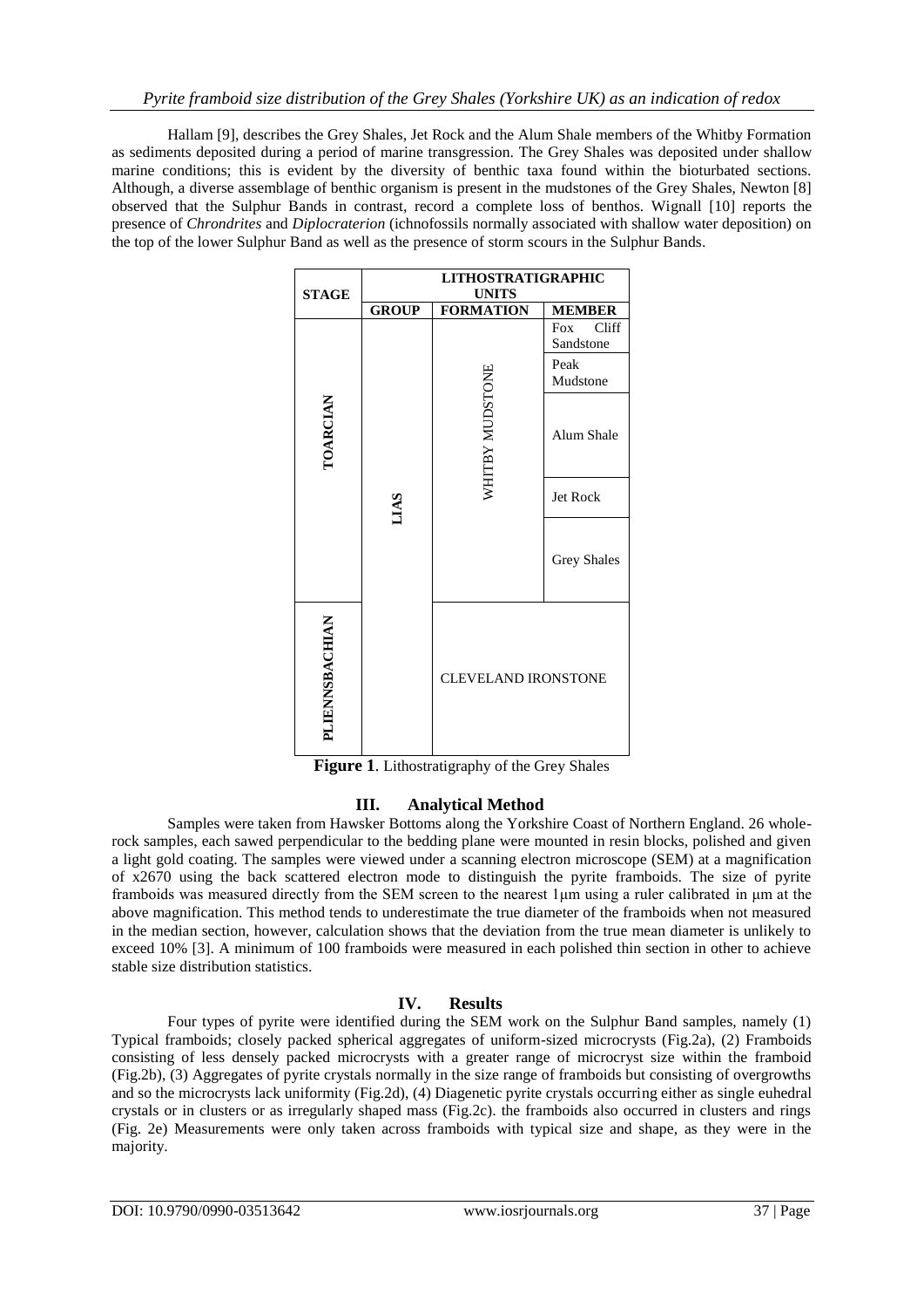Hallam [9], describes the Grey Shales, Jet Rock and the Alum Shale members of the Whitby Formation as sediments deposited during a period of marine transgression. The Grey Shales was deposited under shallow marine conditions; this is evident by the diversity of benthic taxa found within the bioturbated sections. Although, a diverse assemblage of benthic organism is present in the mudstones of the Grey Shales, Newton [8] observed that the Sulphur Bands in contrast, record a complete loss of benthos. Wignall [10] reports the presence of *Chrondrites* and *Diplocraterion* (ichnofossils normally associated with shallow water deposition) on the top of the lower Sulphur Band as well as the presence of storm scours in the Sulphur Bands.

| STAGE | LITHOSTRATIGRAPHIC UNITS | | |
|---|---|---|---|
| | GROUP | FORMATION | MEMBER |
| TOARCIAN | LIAS | WHITBY MUDSTONE | Fox Cliff Sandstone |
| | | | Peak Mudstone |
| | | | Alum Shale |
| | | | Jet Rock |
| | | | Grey Shales |
| PLIENNSBACHIAN | | CLEVELAND IRONSTONE | |

**Figure 1**. Lithostratigraphy of the Grey Shales

## III. Analytical Method

Samples were taken from Hawsker Bottoms along the Yorkshire Coast of Northern England. 26 whole-rock samples, each sawed perpendicular to the bedding plane were mounted in resin blocks, polished and given a light gold coating. The samples were viewed under a scanning electron microscope (SEM) at a magnification of x2670 using the back scattered electron mode to distinguish the pyrite framboids. The size of pyrite framboids was measured directly from the SEM screen to the nearest 1μm using a ruler calibrated in μm at the above magnification. This method tends to underestimate the true diameter of the framboids when not measured in the median section, however, calculation shows that the deviation from the true mean diameter is unlikely to exceed 10% [3]. A minimum of 100 framboids were measured in each polished thin section in other to achieve stable size distribution statistics.

## IV. Results

Four types of pyrite were identified during the SEM work on the Sulphur Band samples, namely (1) Typical framboids; closely packed spherical aggregates of uniform-sized microcrysts (Fig.2a), (2) Framboids consisting of less densely packed microcrysts with a greater range of microcryst size within the framboid (Fig.2b), (3) Aggregates of pyrite crystals normally in the size range of framboids but consisting of overgrowths and so the microcrysts lack uniformity (Fig.2d), (4) Diagenetic pyrite crystals occurring either as single euhedral crystals or in clusters or as irregularly shaped mass (Fig.2c). the framboids also occurred in clusters and rings (Fig. 2e) Measurements were only taken across framboids with typical size and shape, as they were in the majority.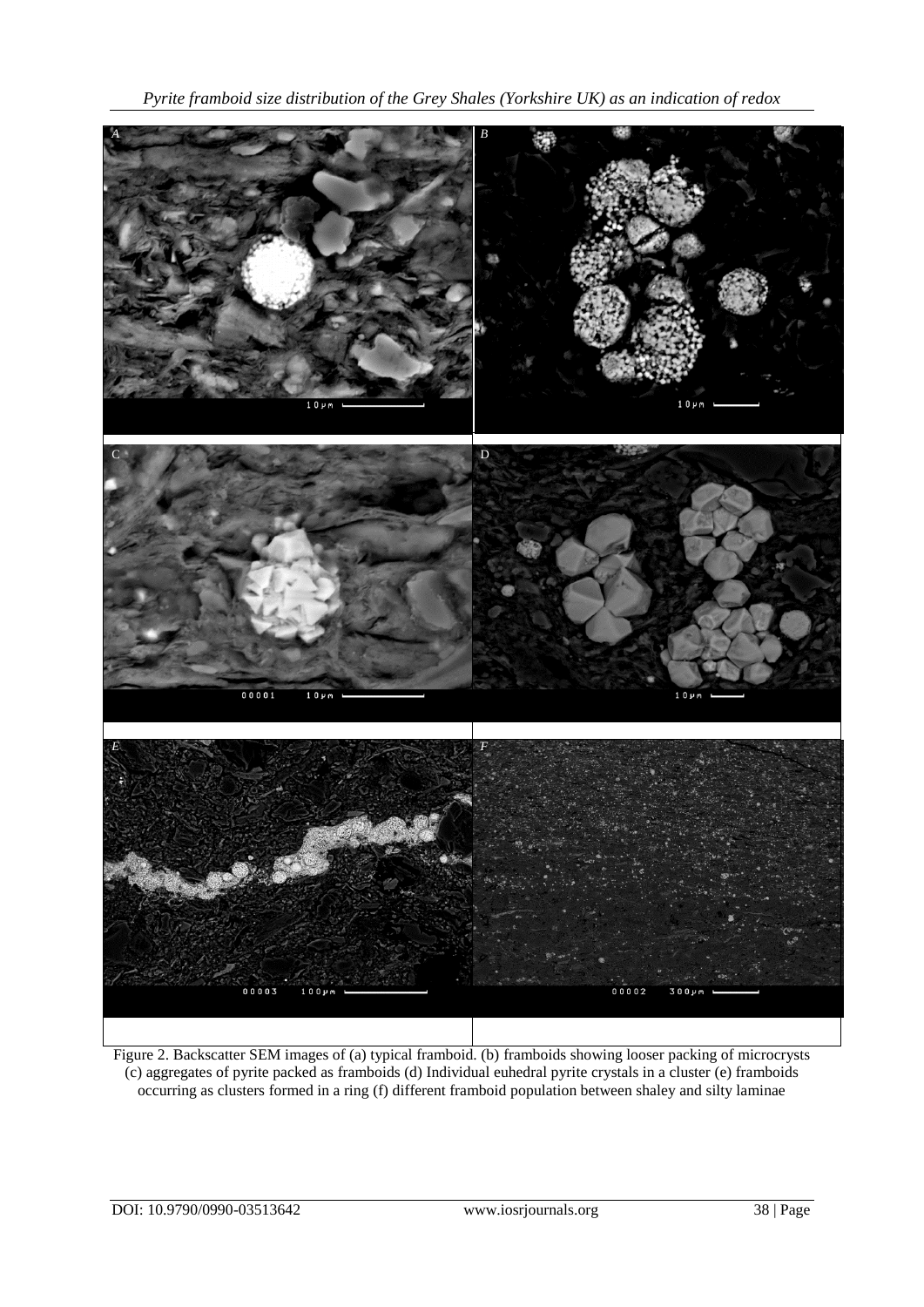Figure 2. Backscatter SEM images of (a) typical framboid. (b) framboids showing looser packing of microcrysts (c) aggregates of pyrite packed as framboids (d) Individual euhedral pyrite crystals in a cluster (e) framboids occurring as clusters formed in a ring (f) different framboid population between shaley and silty laminae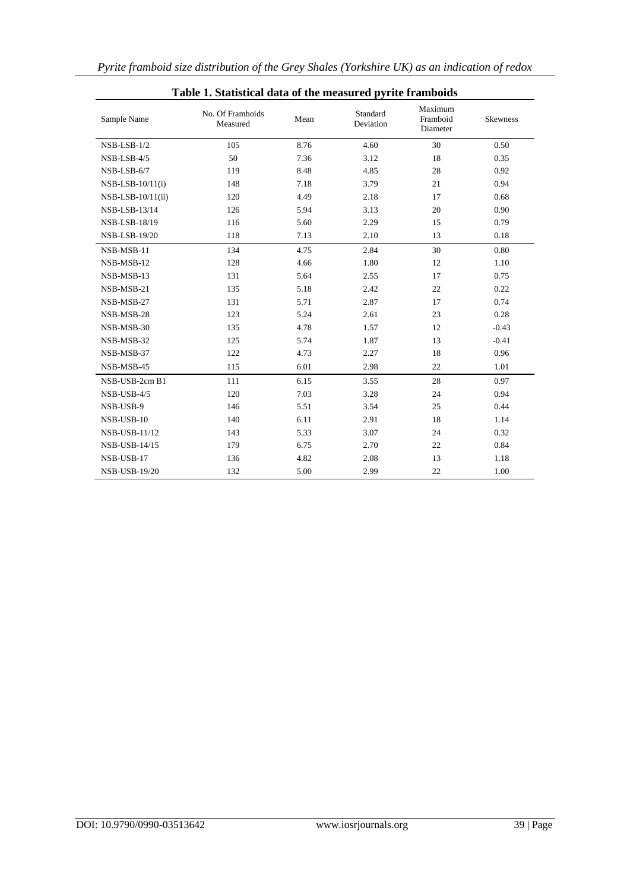**Table 1. Statistical data of the measured pyrite framboids**

| Sample Name | No. Of Framboids Measured | Mean | Standard Deviation | Maximum Framboid Diameter | Skewness |
|---|---|---|---|---|---|
| NSB-LSB-1/2 | 105 | 8.76 | 4.60 | 30 | 0.50 |
| NSB-LSB-4/5 | 50 | 7.36 | 3.12 | 18 | 0.35 |
| NSB-LSB-6/7 | 119 | 8.48 | 4.85 | 28 | 0.92 |
| NSB-LSB-10/11(i) | 148 | 7.18 | 3.79 | 21 | 0.94 |
| NSB-LSB-10/11(ii) | 120 | 4.49 | 2.18 | 17 | 0.68 |
| NSB-LSB-13/14 | 126 | 5.94 | 3.13 | 20 | 0.90 |
| NSB-LSB-18/19 | 116 | 5.60 | 2.29 | 15 | 0.79 |
| NSB-LSB-19/20 | 118 | 7.13 | 2.10 | 13 | 0.18 |
| NSB-MSB-11 | 134 | 4.75 | 2.84 | 30 | 0.80 |
| NSB-MSB-12 | 128 | 4.66 | 1.80 | 12 | 1.10 |
| NSB-MSB-13 | 131 | 5.64 | 2.55 | 17 | 0.75 |
| NSB-MSB-21 | 135 | 5.18 | 2.42 | 22 | 0.22 |
| NSB-MSB-27 | 131 | 5.71 | 2.87 | 17 | 0.74 |
| NSB-MSB-28 | 123 | 5.24 | 2.61 | 23 | 0.28 |
| NSB-MSB-30 | 135 | 4.78 | 1.57 | 12 | -0.43 |
| NSB-MSB-32 | 125 | 5.74 | 1.87 | 13 | -0.41 |
| NSB-MSB-37 | 122 | 4.73 | 2.27 | 18 | 0.96 |
| NSB-MSB-45 | 115 | 6.01 | 2.98 | 22 | 1.01 |
| NSB-USB-2cm B1 | 111 | 6.15 | 3.55 | 28 | 0.97 |
| NSB-USB-4/5 | 120 | 7.03 | 3.28 | 24 | 0.94 |
| NSB-USB-9 | 146 | 5.51 | 3.54 | 25 | 0.44 |
| NSB-USB-10 | 140 | 6.11 | 2.91 | 18 | 1.14 |
| NSB-USB-11/12 | 143 | 5.33 | 3.07 | 24 | 0.32 |
| NSB-USB-14/15 | 179 | 6.75 | 2.70 | 22 | 0.84 |
| NSB-USB-17 | 136 | 4.82 | 2.08 | 13 | 1.18 |
| NSB-USB-19/20 | 132 | 5.00 | 2.99 | 22 | 1.00 |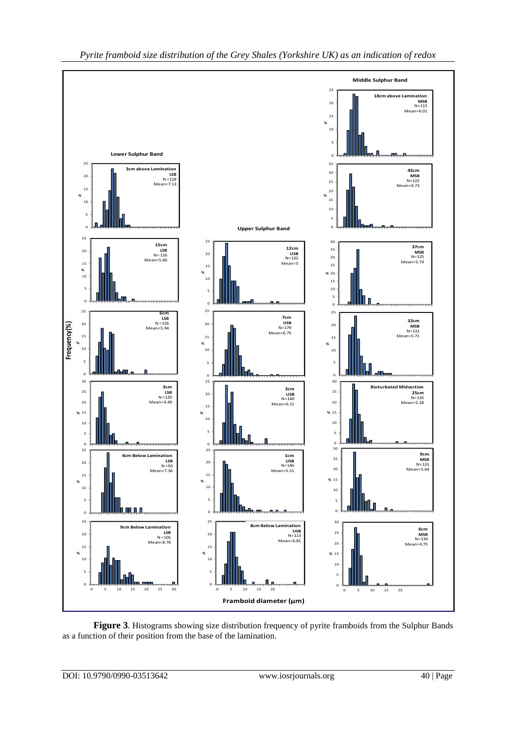**Figure 3**. Histograms showing size distribution frequency of pyrite framboids from the Sulphur Bands as a function of their position from the base of the lamination.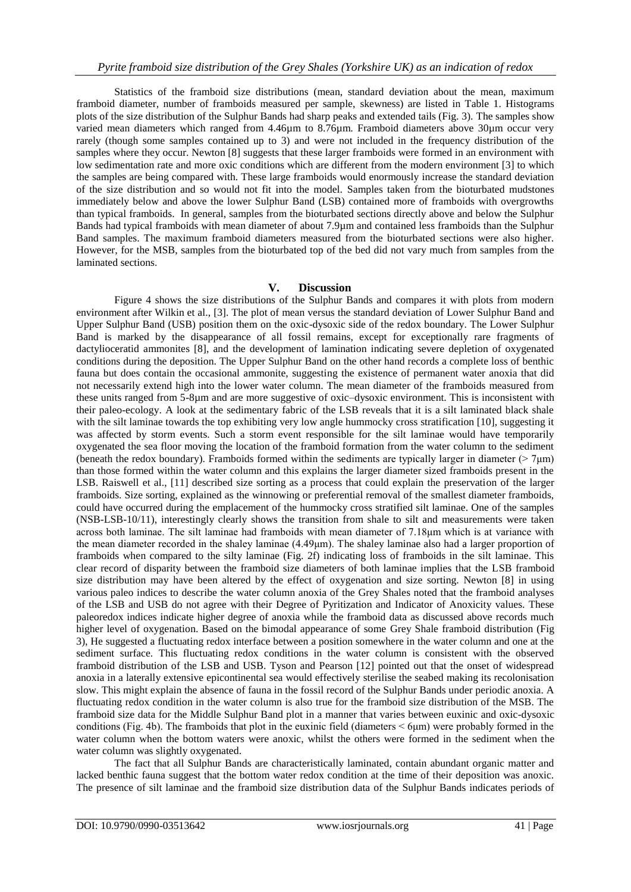Statistics of the framboid size distributions (mean, standard deviation about the mean, maximum framboid diameter, number of framboids measured per sample, skewness) are listed in Table 1. Histograms plots of the size distribution of the Sulphur Bands had sharp peaks and extended tails (Fig. 3). The samples show varied mean diameters which ranged from 4.46µm to 8.76µm. Framboid diameters above 30µm occur very rarely (though some samples contained up to 3) and were not included in the frequency distribution of the samples where they occur. Newton [8] suggests that these larger framboids were formed in an environment with low sedimentation rate and more oxic conditions which are different from the modern environment [3] to which the samples are being compared with. These large framboids would enormously increase the standard deviation of the size distribution and so would not fit into the model. Samples taken from the bioturbated mudstones immediately below and above the lower Sulphur Band (LSB) contained more of framboids with overgrowths than typical framboids. In general, samples from the bioturbated sections directly above and below the Sulphur Bands had typical framboids with mean diameter of about 7.9µm and contained less framboids than the Sulphur Band samples. The maximum framboid diameters measured from the bioturbated sections were also higher. However, for the MSB, samples from the bioturbated top of the bed did not vary much from samples from the laminated sections.

## V. Discussion

Figure 4 shows the size distributions of the Sulphur Bands and compares it with plots from modern environment after Wilkin et al., [3]. The plot of mean versus the standard deviation of Lower Sulphur Band and Upper Sulphur Band (USB) position them on the oxic-dysoxic side of the redox boundary. The Lower Sulphur Band is marked by the disappearance of all fossil remains, except for exceptionally rare fragments of dactylioceratid ammonites [8], and the development of lamination indicating severe depletion of oxygenated conditions during the deposition. The Upper Sulphur Band on the other hand records a complete loss of benthic fauna but does contain the occasional ammonite, suggesting the existence of permanent water anoxia that did not necessarily extend high into the lower water column. The mean diameter of the framboids measured from these units ranged from 5-8µm and are more suggestive of oxic–dysoxic environment. This is inconsistent with their paleo-ecology. A look at the sedimentary fabric of the LSB reveals that it is a silt laminated black shale with the silt laminae towards the top exhibiting very low angle hummocky cross stratification [10], suggesting it was affected by storm events. Such a storm event responsible for the silt laminae would have temporarily oxygenated the sea floor moving the location of the framboid formation from the water column to the sediment (beneath the redox boundary). Framboids formed within the sediments are typically larger in diameter (> 7µm) than those formed within the water column and this explains the larger diameter sized framboids present in the LSB. Raiswell et al., [11] described size sorting as a process that could explain the preservation of the larger framboids. Size sorting, explained as the winnowing or preferential removal of the smallest diameter framboids, could have occurred during the emplacement of the hummocky cross stratified silt laminae. One of the samples (NSB-LSB-10/11), interestingly clearly shows the transition from shale to silt and measurements were taken across both laminae. The silt laminae had framboids with mean diameter of 7.18µm which is at variance with the mean diameter recorded in the shaley laminae (4.49µm). The shaley laminae also had a larger proportion of framboids when compared to the silty laminae (Fig. 2f) indicating loss of framboids in the silt laminae. This clear record of disparity between the framboid size diameters of both laminae implies that the LSB framboid size distribution may have been altered by the effect of oxygenation and size sorting. Newton [8] in using various paleo indices to describe the water column anoxia of the Grey Shales noted that the framboid analyses of the LSB and USB do not agree with their Degree of Pyritization and Indicator of Anoxicity values. These paleoredox indices indicate higher degree of anoxia while the framboid data as discussed above records much higher level of oxygenation. Based on the bimodal appearance of some Grey Shale framboid distribution (Fig 3), He suggested a fluctuating redox interface between a position somewhere in the water column and one at the sediment surface. This fluctuating redox conditions in the water column is consistent with the observed framboid distribution of the LSB and USB. Tyson and Pearson [12] pointed out that the onset of widespread anoxia in a laterally extensive epicontinental sea would effectively sterilise the seabed making its recolonisation slow. This might explain the absence of fauna in the fossil record of the Sulphur Bands under periodic anoxia. A fluctuating redox condition in the water column is also true for the framboid size distribution of the MSB. The framboid size data for the Middle Sulphur Band plot in a manner that varies between euxinic and oxic-dysoxic conditions (Fig. 4b). The framboids that plot in the euxinic field (diameters < 6µm) were probably formed in the water column when the bottom waters were anoxic, whilst the others were formed in the sediment when the water column was slightly oxygenated.

The fact that all Sulphur Bands are characteristically laminated, contain abundant organic matter and lacked benthic fauna suggest that the bottom water redox condition at the time of their deposition was anoxic. The presence of silt laminae and the framboid size distribution data of the Sulphur Bands indicates periods of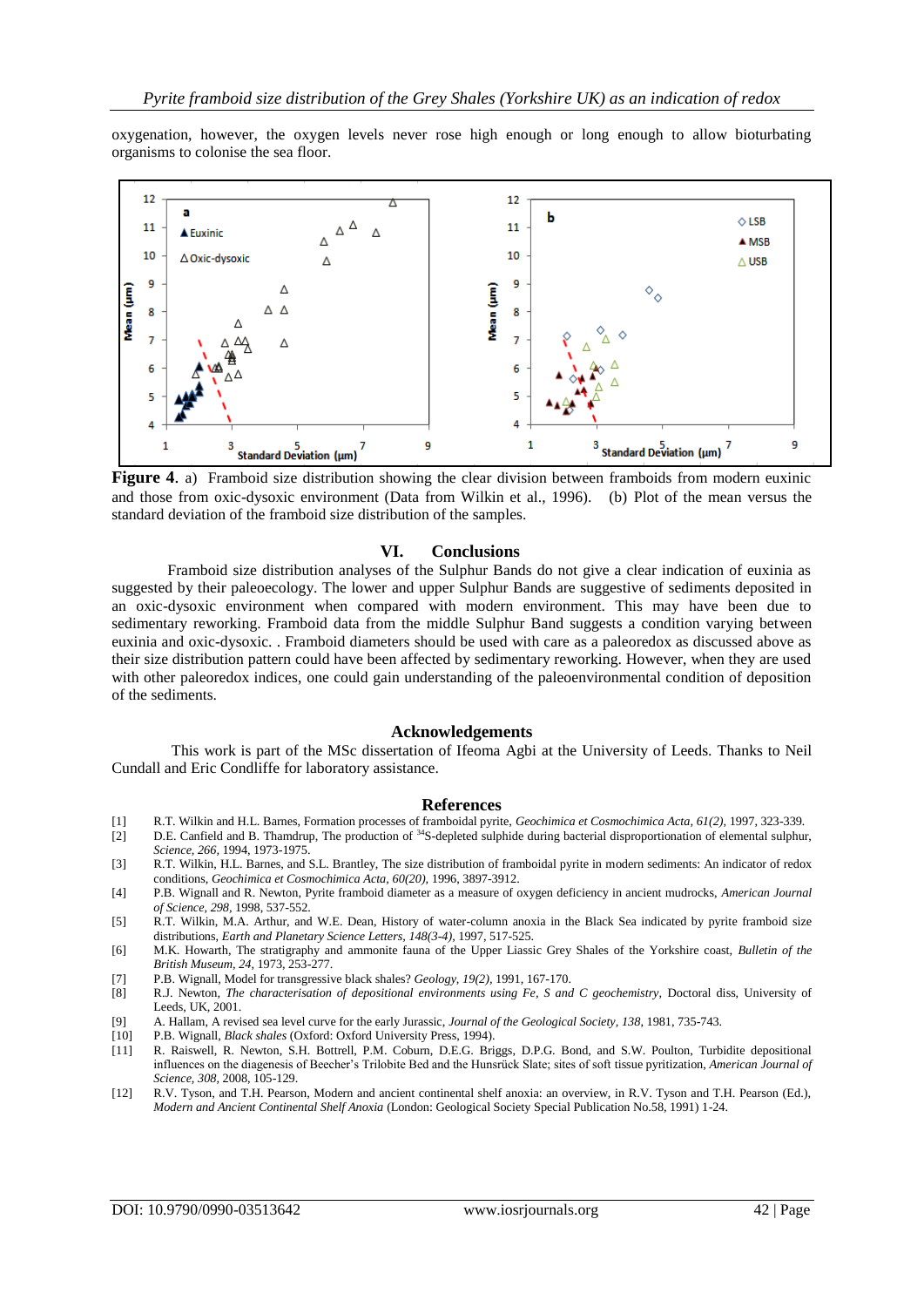oxygenation, however, the oxygen levels never rose high enough or long enough to allow bioturbating organisms to colonise the sea floor.

a

▲Euxinic

△Oxic-dysoxic

Mean (μm)

Standard Deviation (μm)

b

◇LSB

▲MSB

△USB

Mean (μm)

Standard Deviation (μm)

**Figure 4**. a) Framboid size distribution showing the clear division between framboids from modern euxinic and those from oxic-dysoxic environment (Data from Wilkin et al., 1996). (b) Plot of the mean versus the standard deviation of the framboid size distribution of the samples.

## VI. Conclusions

Framboid size distribution analyses of the Sulphur Bands do not give a clear indication of euxinia as suggested by their paleoecology. The lower and upper Sulphur Bands are suggestive of sediments deposited in an oxic-dysoxic environment when compared with modern environment. This may have been due to sedimentary reworking. Framboid data from the middle Sulphur Band suggests a condition varying between euxinia and oxic-dysoxic. . Framboid diameters should be used with care as a paleoredox as discussed above as their size distribution pattern could have been affected by sedimentary reworking. However, when they are used with other paleoredox indices, one could gain understanding of the paleoenvironmental condition of deposition of the sediments.

## Acknowledgements

This work is part of the MSc dissertation of Ifeoma Agbi at the University of Leeds. Thanks to Neil Cundall and Eric Condliffe for laboratory assistance.

## References

[1] R.T. Wilkin and H.L. Barnes, Formation processes of framboidal pyrite, *Geochimica et Cosmochimica Acta, 61(2)*, 1997, 323-339.

[2] D.E. Canfield and B. Thamdrup, The production of $^{34}$S-depleted sulphide during bacterial disproportionation of elemental sulphur, *Science, 266*, 1994, 1973-1975.

[3] R.T. Wilkin, H.L. Barnes, and S.L. Brantley, The size distribution of framboidal pyrite in modern sediments: An indicator of redox conditions, *Geochimica et Cosmochimica Acta, 60(20)*, 1996, 3897-3912.

[4] P.B. Wignall and R. Newton, Pyrite framboid diameter as a measure of oxygen deficiency in ancient mudrocks, *American Journal of Science, 298*, 1998, 537-552.

[5] R.T. Wilkin, M.A. Arthur, and W.E. Dean, History of water-column anoxia in the Black Sea indicated by pyrite framboid size distributions, *Earth and Planetary Science Letters, 148(3-4)*, 1997, 517-525.

[6] M.K. Howarth, The stratigraphy and ammonite fauna of the Upper Liassic Grey Shales of the Yorkshire coast, *Bulletin of the British Museum, 24*, 1973, 253-277.

[7] P.B. Wignall, Model for transgressive black shales? *Geology, 19(2)*, 1991, 167-170.

[8] R.J. Newton, *The characterisation of depositional environments using Fe, S and C geochemistry*, Doctoral diss, University of Leeds, UK, 2001.

[9] A. Hallam, A revised sea level curve for the early Jurassic, *Journal of the Geological Society, 138*, 1981, 735-743.

[10] P.B. Wignall, *Black shales* (Oxford: Oxford University Press, 1994).

[11] R. Raiswell, R. Newton, S.H. Bottrell, P.M. Coburn, D.E.G. Briggs, D.P.G. Bond, and S.W. Poulton, Turbidite depositional influences on the diagenesis of Beecher's Trilobite Bed and the Hunsrück Slate; sites of soft tissue pyritization, *American Journal of Science, 308*, 2008, 105-129.

[12] R.V. Tyson, and T.H. Pearson, Modern and ancient continental shelf anoxia: an overview, in R.V. Tyson and T.H. Pearson (Ed.), *Modern and Ancient Continental Shelf Anoxia* (London: Geological Society Special Publication No.58, 1991) 1-24.